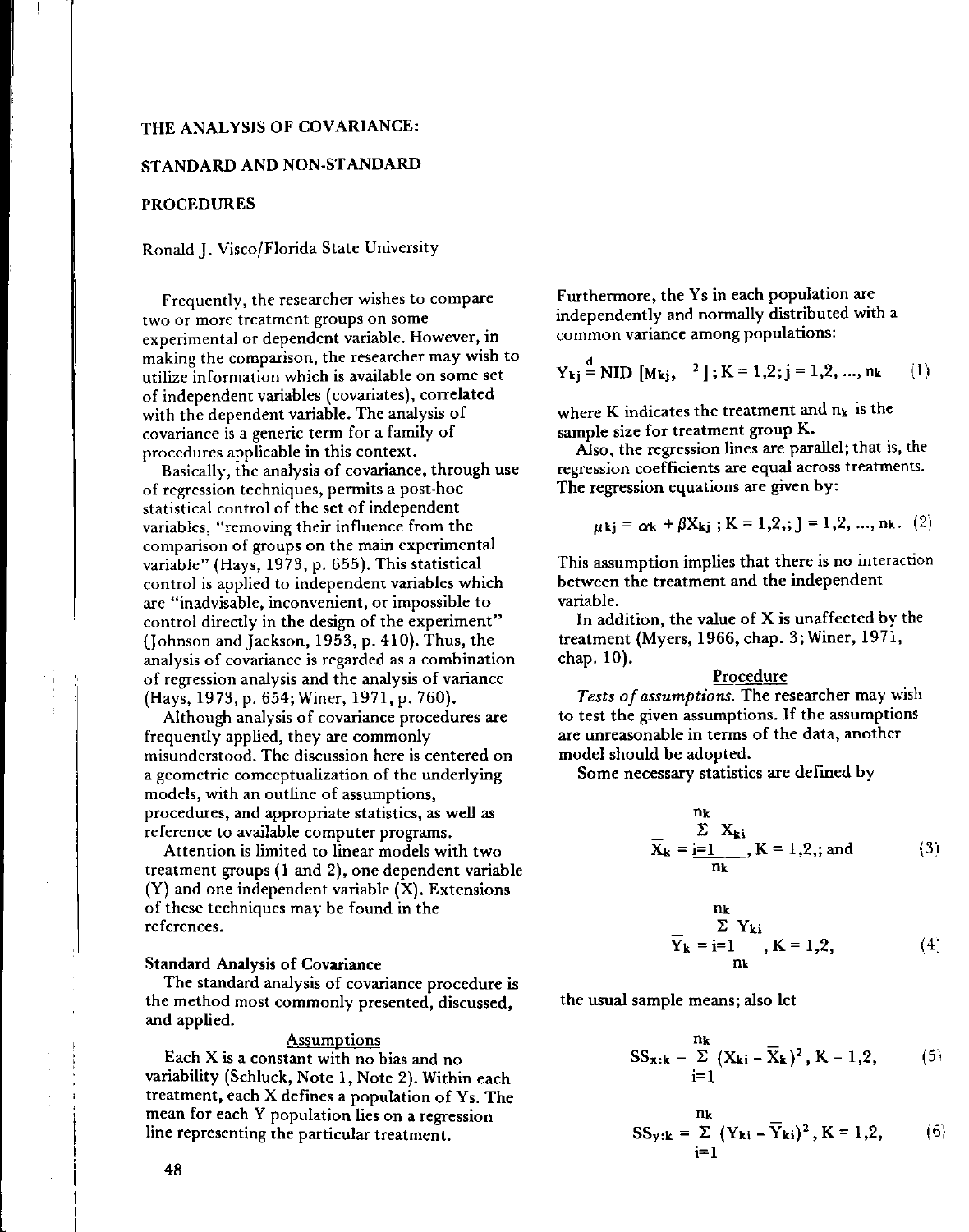# THE ANALYSIS OF COVARIANCE: STANDARD AND NON-STANDARD PROCEDURES

Ronald J. Visco/Florida State University

Frequently, the researcher wishes to compare two or more treatment groups on some experimental or dependent variable. However, in making the comparison, the researcher may wish to utilize information which is available on some set of independent variables (covariates), correlated with the dependent variable. The analysis of covariance is a generic term for a family of procedures applicable in this context.

Basically, the analysis of covariance, through use of regression techniques, permits a post-hoc statistical control of the set of independent variables, "removing their influence from the comparison of groups on the main experimental variable" (Hays, 1973, p. 655). This statistical control is applied to independent variables which are "inadvisable, inconvenient, or impossible to control directly in the design of the experiment" (Johnson and Jackson, 1953, p. 410). Thus, the analysis of covariance is regarded as a combination of regression analysis and the analysis of variance (Hays, 1973, p. 654; Winer, 1971, p. 760).

Although analysis of covariance procedures are frequently applied, they are commonly misunderstood. The discussion here is centered on a geometric comceptualization of the underlying models, with an outline of assumptions, procedures, and appropriate statistics, as well as reference to available computer programs.

Attention is limited to linear models with two treatment groups (1 and 2), one dependent variable (Y) and one independent variable (X). Extensions of these techniques may be found in the references.

## Standard Analysis of Covariance

The standard analysis of covariance procedure is the method most commonly presented, discussed, and applied.

### Assumptions

Each X is a constant with no bias and no variability (Schluck, Note 1, Note 2). Within each treatment, each X defines a population of Ys. The mean for each Y population lies on a regression line representing the particular treatment.

Furthermore, the Ys in each population are independently and normally distributed with a common variance among populations:

$$Y_{kj} \overset{d}{=} \text{NID}\ [M_{kj},\ \ ^2]; K = 1,2; j = 1,2, \ldots, n_k \qquad (1)$$

where K indicates the treatment and $n_k$ is the sample size for treatment group K.

Also, the regression lines are parallel; that is, the regression coefficients are equal across treatments. The regression equations are given by:

$$\mu_{kj} = \alpha_k + \beta X_{kj}\ ; K = 1,2,; J = 1,2, \ldots, n_k. \qquad (2)$$

This assumption implies that there is no interaction between the treatment and the independent variable.

In addition, the value of X is unaffected by the treatment (Myers, 1966, chap. 3; Winer, 1971, chap. 10).

### Procedure

*Tests of assumptions.* The researcher may wish to test the given assumptions. If the assumptions are unreasonable in terms of the data, another model should be adopted.

Some necessary statistics are defined by

$$\overline{X}_k = \frac{\sum_{i=1}^{n_k} X_{ki}}{n_k}, K = 1,2,; \text{and} \qquad (3)$$

$$\overline{Y}_k = \frac{\sum_{i=1}^{n_k} Y_{ki}}{n_k}, K = 1,2, \qquad (4)$$

the usual sample means; also let

$$SS_{x:k} = \sum_{i=1}^{n_k} (X_{ki} - \overline{X}_k)^2, K = 1,2, \qquad (5)$$

$$SS_{y:k} = \sum_{i=1}^{n_k} (Y_{ki} - \overline{Y}_{ki})^2, K = 1,2, \qquad (6)$$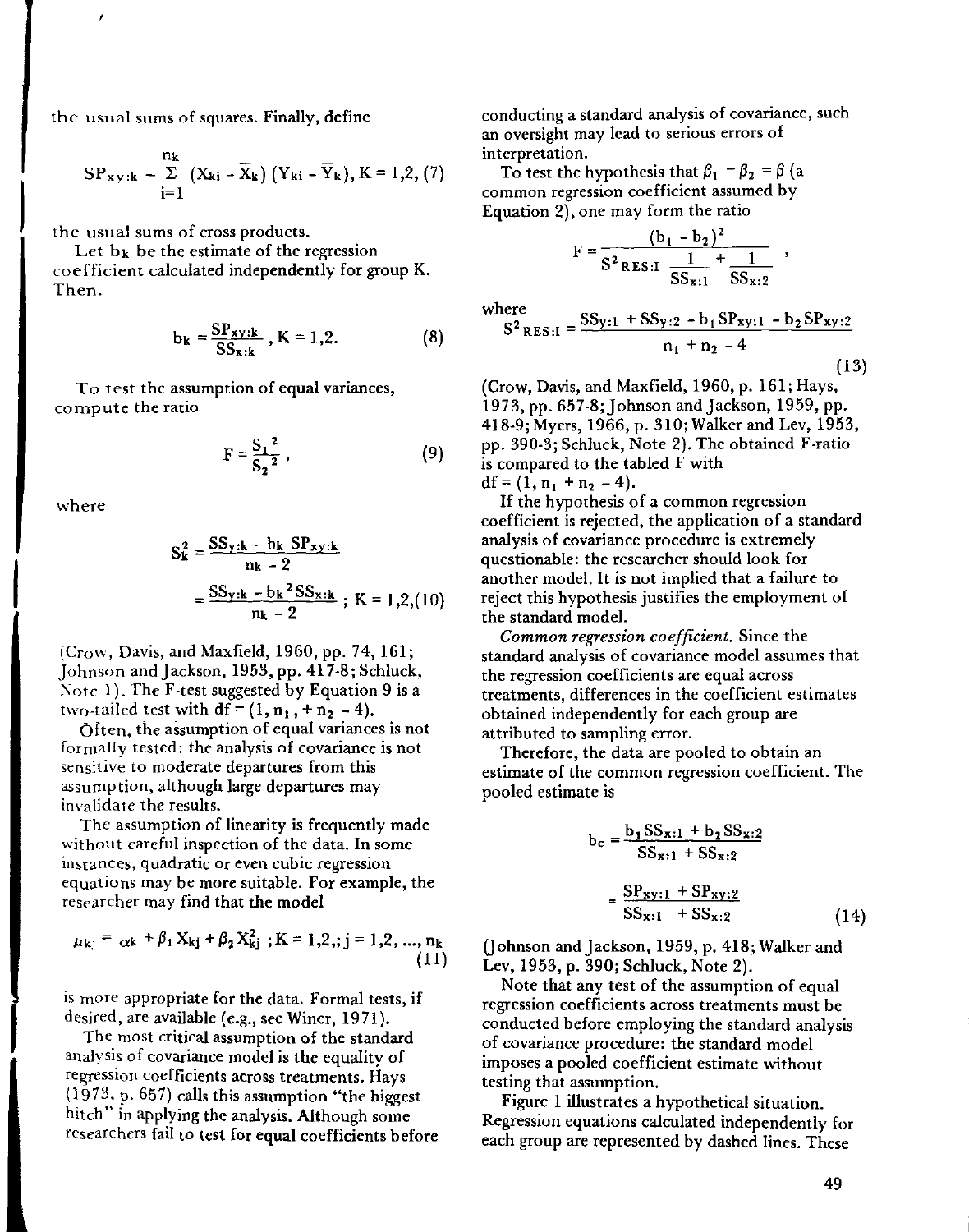the usual sums of squares. Finally, define

$$SP_{xy:k} = \sum_{i=1}^{n_k} (X_{ki} - \bar{X}_k)(Y_{ki} - \bar{Y}_k), K = 1,2, \quad (7)$$

the usual sums of cross products.

Let $b_k$ be the estimate of the regression coefficient calculated independently for group K. Then.

$$b_k = \frac{SP_{xy:k}}{SS_{x:k}}, K = 1,2. \quad (8)$$

To test the assumption of equal variances, compute the ratio

$$F = \frac{S_1^2}{S_2^2}, \quad (9)$$

where

$$S_k^2 = \frac{SS_{y:k} - b_k SP_{xy:k}}{n_k - 2}$$

$$= \frac{SS_{y:k} - b_k^2 SS_{x:k}}{n_k - 2}; K = 1,2, \quad (10)$$

(Crow, Davis, and Maxfield, 1960, pp. 74, 161; Johnson and Jackson, 1953, pp. 417-8; Schluck, Note 1). The F-test suggested by Equation 9 is a two-tailed test with df = $(1, n_1, + n_2 - 4)$.

Often, the assumption of equal variances is not formally tested: the analysis of covariance is not sensitive to moderate departures from this assumption, although large departures may invalidate the results.

The assumption of linearity is frequently made without careful inspection of the data. In some instances, quadratic or even cubic regression equations may be more suitable. For example, the researcher may find that the model

$$\mu_{kj} = \alpha_k + \beta_1 X_{kj} + \beta_2 X_{kj}^2; K = 1,2,; j = 1,2, ..., n_k \quad (11)$$

is more appropriate for the data. Formal tests, if desired, are available (e.g., see Winer, 1971).

The most critical assumption of the standard analysis of covariance model is the equality of regression coefficients across treatments. Hays (1973, p. 657) calls this assumption "the biggest hitch" in applying the analysis. Although some researchers fail to test for equal coefficients before conducting a standard analysis of covariance, such an oversight may lead to serious errors of interpretation.

To test the hypothesis that $\beta_1 = \beta_2 = \beta$ (a common regression coefficient assumed by Equation 2), one may form the ratio

$$F = \frac{(b_1 - b_2)^2}{S^2_{RES:I}\left(\frac{1}{SS_{x:1}} + \frac{1}{SS_{x:2}}\right)},$$

where

$$S^2_{RES:I} = \frac{SS_{y:1} + SS_{y:2} - b_1 SP_{xy:1} - b_2 SP_{xy:2}}{n_1 + n_2 - 4} \quad (13)$$

(Crow, Davis, and Maxfield, 1960, p. 161; Hays, 1973, pp. 657-8; Johnson and Jackson, 1959, pp. 418-9; Myers, 1966, p. 310; Walker and Lev, 1953, pp. 390-3; Schluck, Note 2). The obtained F-ratio is compared to the tabled F with df = $(1, n_1 + n_2 - 4)$.

If the hypothesis of a common regression coefficient is rejected, the application of a standard analysis of covariance procedure is extremely questionable: the researcher should look for another model. It is not implied that a failure to reject this hypothesis justifies the employment of the standard model.

*Common regression coefficient.* Since the standard analysis of covariance model assumes that the regression coefficients are equal across treatments, differences in the coefficient estimates obtained independently for each group are attributed to sampling error.

Therefore, the data are pooled to obtain an estimate of the common regression coefficient. The pooled estimate is

$$b_c = \frac{b_1 SS_{x:1} + b_2 SS_{x:2}}{SS_{x:1} + SS_{x:2}}$$

$$= \frac{SP_{xy:1} + SP_{xy:2}}{SS_{x:1} + SS_{x:2}} \quad (14)$$

(Johnson and Jackson, 1959, p. 418; Walker and Lev, 1953, p. 390; Schluck, Note 2).

Note that any test of the assumption of equal regression coefficients across treatments must be conducted before employing the standard analysis of covariance procedure: the standard model imposes a pooled coefficient estimate without testing that assumption.

Figure 1 illustrates a hypothetical situation. Regression equations calculated independently for each group are represented by dashed lines. These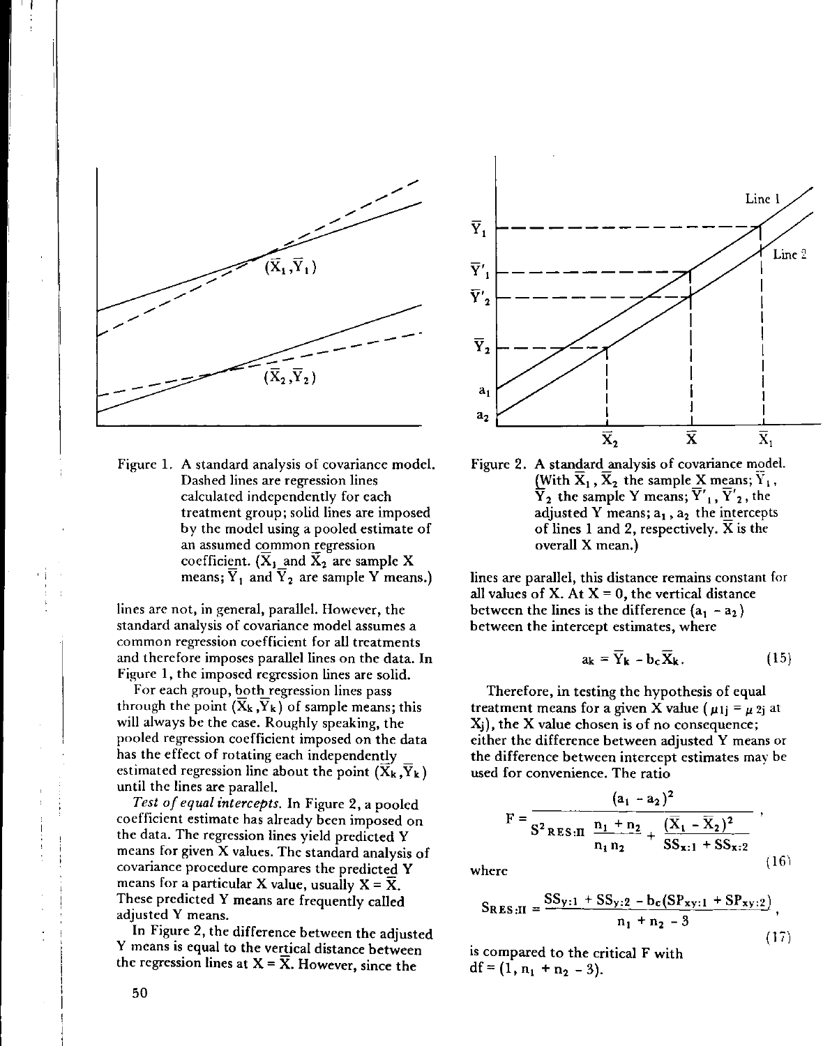Figure 1. A standard analysis of covariance model. Dashed lines are regression lines calculated independently for each treatment group; solid lines are imposed by the model using a pooled estimate of an assumed common regression coefficient. ($\bar{X}_1$ and $\bar{X}_2$ are sample X means; $\bar{Y}_1$ and $\bar{Y}_2$ are sample Y means.)

lines are not, in general, parallel. However, the standard analysis of covariance model assumes a common regression coefficient for all treatments and therefore imposes parallel lines on the data. In Figure 1, the imposed regression lines are solid.

For each group, both regression lines pass through the point $(\bar{X}_k, \bar{Y}_k)$ of sample means; this will always be the case. Roughly speaking, the pooled regression coefficient imposed on the data has the effect of rotating each independently estimated regression line about the point $(\bar{X}_k, \bar{Y}_k)$ until the lines are parallel.

*Test of equal intercepts.* In Figure 2, a pooled coefficient estimate has already been imposed on the data. The regression lines yield predicted Y means for given X values. The standard analysis of covariance procedure compares the predicted Y means for a particular X value, usually $X = \bar{X}$. These predicted Y means are frequently called adjusted Y means.

In Figure 2, the difference between the adjusted Y means is equal to the vertical distance between the regression lines at $X = \bar{X}$. However, since the

Figure 2. A standard analysis of covariance model. (With $\bar{X}_1$, $\bar{X}_2$ the sample X means; $\bar{Y}_1$, $\bar{Y}_2$ the sample Y means; $\bar{Y}'_1$, $\bar{Y}'_2$, the adjusted Y means; $a_1$, $a_2$ the intercepts of lines 1 and 2, respectively. $\bar{X}$ is the overall X mean.)

lines are parallel, this distance remains constant for all values of X. At X = 0, the vertical distance between the lines is the difference $(a_1 - a_2)$ between the intercept estimates, where

$$a_k = \bar{Y}_k - b_c \bar{X}_k. \tag{15}$$

Therefore, in testing the hypothesis of equal treatment means for a given X value ($\mu_{1j} = \mu_{2j}$ at $X_j$), the X value chosen is of no consequence; either the difference between adjusted Y means or the difference between intercept estimates may be used for convenience. The ratio

$$F = \frac{(a_1 - a_2)^2}{S^2_{RES:II}\left(\dfrac{n_1 + n_2}{n_1 n_2} + \dfrac{(\bar{X}_1 - \bar{X}_2)^2}{SS_{x:1} + SS_{x:2}}\right)}, \tag{16}$$

where

$$S_{RES:II} = \frac{SS_{y:1} + SS_{y:2} - b_c(SP_{xy:1} + SP_{xy:2})}{n_1 + n_2 - 3}, \tag{17}$$

is compared to the critical F with $df = (1, n_1 + n_2 - 3)$.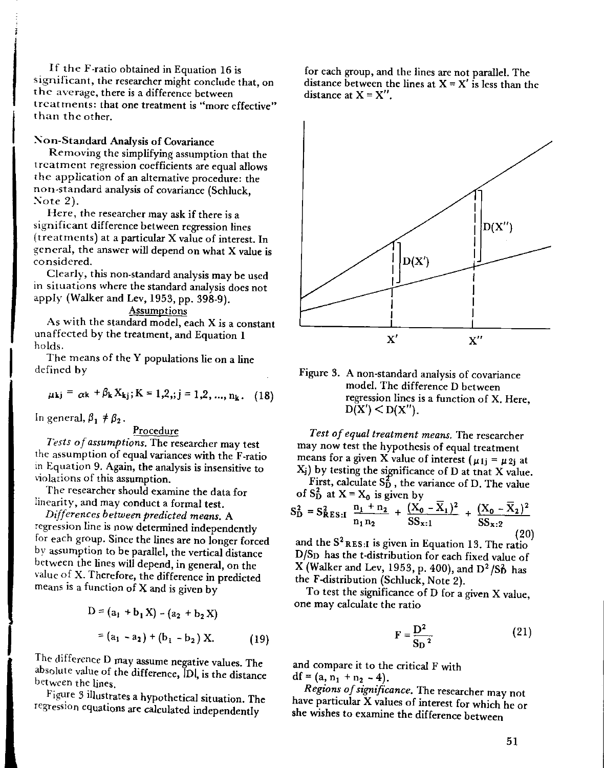If the F-ratio obtained in Equation 16 is significant, the researcher might conclude that, on the average, there is a difference between treatments: that one treatment is "more effective" than the other.

## Non-Standard Analysis of Covariance

Removing the simplifying assumption that the treatment regression coefficients are equal allows the application of an alternative procedure: the non-standard analysis of covariance (Schluck, Note 2).

Here, the researcher may ask if there is a significant difference between regression lines (treatments) at a particular X value of interest. In general, the answer will depend on what X value is considered.

Clearly, this non-standard analysis may be used in situations where the standard analysis does not apply (Walker and Lev, 1953, pp. 398-9).

### Assumptions

As with the standard model, each X is a constant unaffected by the treatment, and Equation 1 holds.

The means of the Y populations lie on a line defined by

$$\mu_{kj} = \alpha_k + \beta_k X_{kj}; K = 1,2,; j = 1,2, \ldots, n_k. \quad (18)$$

In general, $\beta_1 \neq \beta_2$.

### Procedure

*Tests of assumptions.* The researcher may test the assumption of equal variances with the F-ratio in Equation 9. Again, the analysis is insensitive to violations of this assumption.

The researcher should examine the data for linearity, and may conduct a formal test.

*Differences between predicted means.* A regression line is now determined independently for each group. Since the lines are no longer forced by assumption to be parallel, the vertical distance between the lines will depend, in general, on the value of X. Therefore, the difference in predicted means is a function of X and is given by

$$D = (a_1 + b_1 X) - (a_2 + b_2 X)$$

$$= (a_1 - a_2) + (b_1 - b_2) X. \quad (19)$$

The difference D may assume negative values. The absolute value of the difference, $|D|$, is the distance between the lines.

Figure 3 illustrates a hypothetical situation. The regression equations are calculated independently for each group, and the lines are not parallel. The distance between the lines at $X = X'$ is less than the distance at $X = X''$.

Figure 3. A non-standard analysis of covariance model. The difference D between regression lines is a function of X. Here, $D(X') < D(X'')$.

*Test of equal treatment means.* The researcher may now test the hypothesis of equal treatment means for a given X value of interest ($\mu_{1j} = \mu_{2j}$ at $X_j$) by testing the significance of D at that X value.

First, calculate $S_D^2$, the variance of D. The value of $S_D^2$ at $X = X_0$ is given by

$$S_D^2 = S_{RES:I}^2 \frac{n_1 + n_2}{n_1 n_2} + \frac{(X_0 - \bar{X}_1)^2}{SS_{x:1}} + \frac{(X_0 - \bar{X}_2)^2}{SS_{x:2}} \quad (20)$$

and the $S^2_{RES:I}$ is given in Equation 13. The ratio $D/S_D$ has the t-distribution for each fixed value of X (Walker and Lev, 1953, p. 400), and $D^2/S_D^2$ has the F-distribution (Schluck, Note 2).

To test the significance of D for a given X value, one may calculate the ratio

$$F = \frac{D^2}{S_D{}^2} \quad (21)$$

and compare it to the critical F with $df = (a, n_1 + n_2 - 4)$.

*Regions of significance.* The researcher may not have particular X values of interest for which he or she wishes to examine the difference between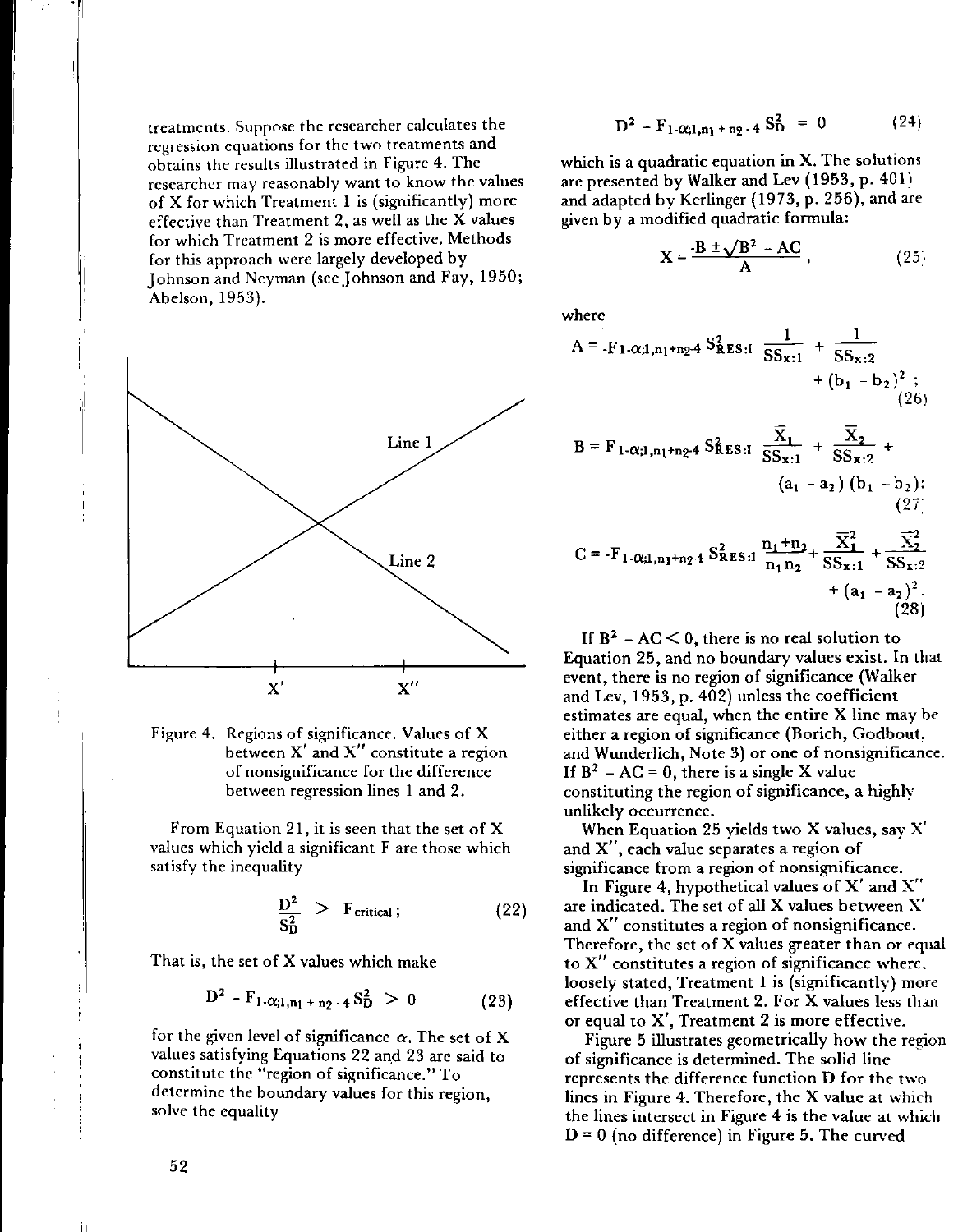treatments. Suppose the researcher calculates the regression equations for the two treatments and obtains the results illustrated in Figure 4. The researcher may reasonably want to know the values of X for which Treatment 1 is (significantly) more effective than Treatment 2, as well as the X values for which Treatment 2 is more effective. Methods for this approach were largely developed by Johnson and Neyman (see Johnson and Fay, 1950; Abelson, 1953).

Figure 4. Regions of significance. Values of X between X′ and X″ constitute a region of nonsignificance for the difference between regression lines 1 and 2.

From Equation 21, it is seen that the set of X values which yield a significant F are those which satisfy the inequality

$$\frac{D^2}{S_D^2} > F_{critical}; \qquad (22)$$

That is, the set of X values which make

$$D^2 - F_{1-\alpha;1,n_1+n_2-4}\, S_D^2 > 0 \qquad (23)$$

for the given level of significance $\alpha$. The set of X values satisfying Equations 22 and 23 are said to constitute the "region of significance." To determine the boundary values for this region, solve the equality

$$D^2 - F_{1-\alpha;1,n_1+n_2-4}\, S_D^2 = 0 \qquad (24)$$

which is a quadratic equation in X. The solutions are presented by Walker and Lev (1953, p. 401) and adapted by Kerlinger (1973, p. 256), and are given by a modified quadratic formula:

$$X = \frac{-B \pm \sqrt{B^2 - AC}}{A}, \qquad (25)$$

where

$$A = -F_{1-\alpha;1,n_1+n_2-4}\, S^2_{RES:I} \left( \frac{1}{SS_{x:1}} + \frac{1}{SS_{x:2}} \right) + (b_1 - b_2)^2; \qquad (26)$$

$$B = F_{1-\alpha;1,n_1+n_2-4}\, S^2_{RES:I} \left( \frac{\bar{X}_1}{SS_{x:1}} + \frac{\bar{X}_2}{SS_{x:2}} \right) + (a_1 - a_2)(b_1 - b_2); \qquad (27)$$

$$C = -F_{1-\alpha;1,n_1+n_2-4}\, S^2_{RES:I} \left( \frac{n_1+n_2}{n_1 n_2} + \frac{\bar{X}_1^2}{SS_{x:1}} + \frac{\bar{X}_2^2}{SS_{x:2}} \right) + (a_1 - a_2)^2. \qquad (28)$$

If $B^2 - AC < 0$, there is no real solution to Equation 25, and no boundary values exist. In that event, there is no region of significance (Walker and Lev, 1953, p. 402) unless the coefficient estimates are equal, when the entire X line may be either a region of significance (Borich, Godbout, and Wunderlich, Note 3) or one of nonsignificance. If $B^2 - AC = 0$, there is a single X value constituting the region of significance, a highly unlikely occurrence.

When Equation 25 yields two X values, say X′ and X″, each value separates a region of significance from a region of nonsignificance.

In Figure 4, hypothetical values of X′ and X″ are indicated. The set of all X values between X′ and X″ constitutes a region of nonsignificance. Therefore, the set of X values greater than or equal to X″ constitutes a region of significance where, loosely stated, Treatment 1 is (significantly) more effective than Treatment 2. For X values less than or equal to X′, Treatment 2 is more effective.

Figure 5 illustrates geometrically how the region of significance is determined. The solid line represents the difference function D for the two lines in Figure 4. Therefore, the X value at which the lines intersect in Figure 4 is the value at which D = 0 (no difference) in Figure 5. The curved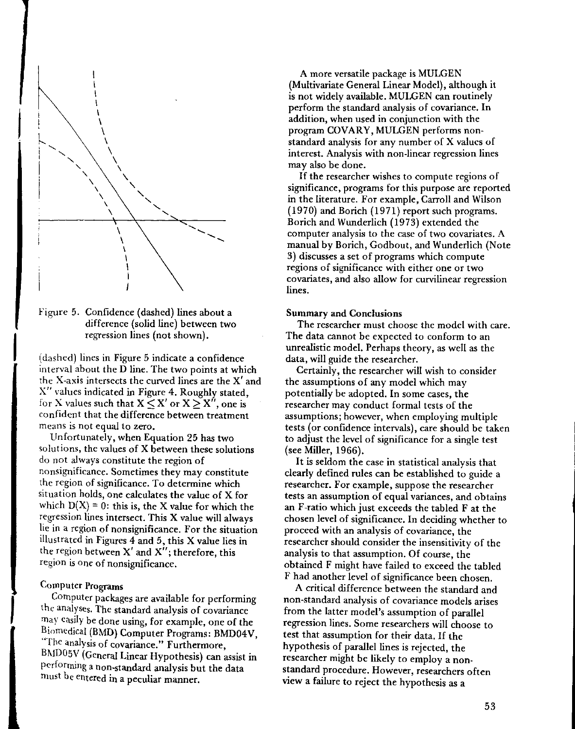Figure 5. Confidence (dashed) lines about a difference (solid line) between two regression lines (not shown).

(dashed) lines in Figure 5 indicate a confidence interval about the D line. The two points at which the X-axis intersects the curved lines are the $X'$ and $X''$ values indicated in Figure 4. Roughly stated, for X values such that $X \leq X'$ or $X \geq X''$, one is confident that the difference between treatment means is not equal to zero.

Unfortunately, when Equation 25 has two solutions, the values of X between these solutions do not always constitute the region of nonsignificance. Sometimes they may constitute the region of significance. To determine which situation holds, one calculates the value of X for which $D(X) = 0$: this is, the X value for which the regression lines intersect. This X value will always lie in a region of nonsignificance. For the situation illustrated in Figures 4 and 5, this X value lies in the region between $X'$ and $X''$; therefore, this region is one of nonsignificance.

### Computer Programs

Computer packages are available for performing the analyses. The standard analysis of covariance may easily be done using, for example, one of the Biomedical (BMD) Computer Programs: BMD04V, "The analysis of covariance." Furthermore, BMD05V (General Linear Hypothesis) can assist in performing a non-standard analysis but the data must be entered in a peculiar manner.

A more versatile package is MULGEN (Multivariate General Linear Model), although it is not widely available. MULGEN can routinely perform the standard analysis of covariance. In addition, when used in conjunction with the program COVARY, MULGEN performs non-standard analysis for any number of X values of interest. Analysis with non-linear regression lines may also be done.

If the researcher wishes to compute regions of significance, programs for this purpose are reported in the literature. For example, Carroll and Wilson (1970) and Borich (1971) report such programs. Borich and Wunderlich (1973) extended the computer analysis to the case of two covariates. A manual by Borich, Godbout, and Wunderlich (Note 3) discusses a set of programs which compute regions of significance with either one or two covariates, and also allow for curvilinear regression lines.

### Summary and Conclusions

The researcher must choose the model with care. The data cannot be expected to conform to an unrealistic model. Perhaps theory, as well as the data, will guide the researcher.

Certainly, the researcher will wish to consider the assumptions of any model which may potentially be adopted. In some cases, the researcher may conduct formal tests of the assumptions; however, when employing multiple tests (or confidence intervals), care should be taken to adjust the level of significance for a single test (see Miller, 1966).

It is seldom the case in statistical analysis that clearly defined rules can be established to guide a researcher. For example, suppose the researcher tests an assumption of equal variances, and obtains an F-ratio which just exceeds the tabled F at the chosen level of significance. In deciding whether to proceed with an analysis of covariance, the researcher should consider the insensitivity of the analysis to that assumption. Of course, the obtained F might have failed to exceed the tabled F had another level of significance been chosen.

A critical difference between the standard and non-standard analysis of covariance models arises from the latter model's assumption of parallel regression lines. Some researchers will choose to test that assumption for their data. If the hypothesis of parallel lines is rejected, the researcher might be likely to employ a non-standard procedure. However, researchers often view a failure to reject the hypothesis as a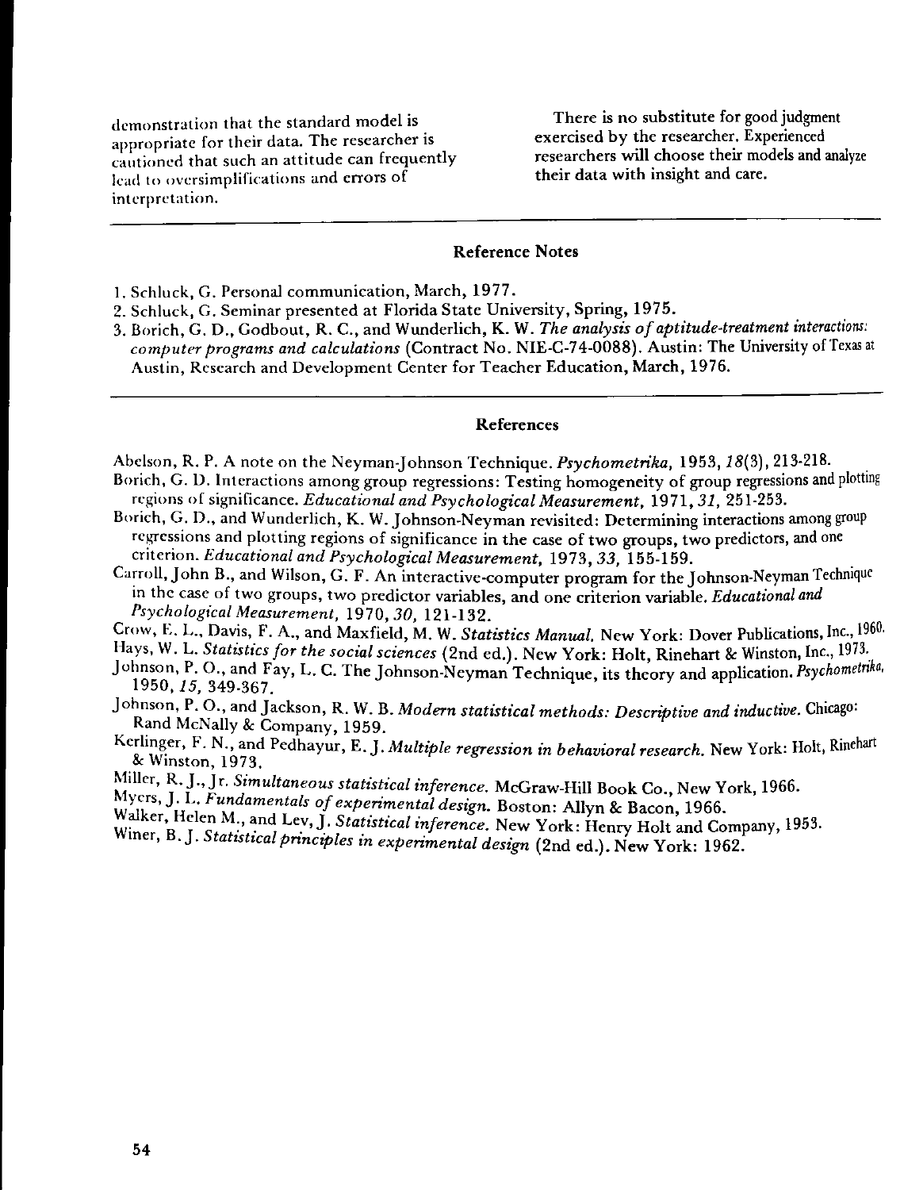demonstration that the standard model is appropriate for their data. The researcher is cautioned that such an attitude can frequently lead to oversimplifications and errors of interpretation.

There is no substitute for good judgment exercised by the researcher. Experienced researchers will choose their models and analyze their data with insight and care.

## Reference Notes

1. Schluck, G. Personal communication, March, 1977.
2. Schluck, G. Seminar presented at Florida State University, Spring, 1975.
3. Borich, G. D., Godbout, R. C., and Wunderlich, K. W. *The analysis of aptitude-treatment interactions: computer programs and calculations* (Contract No. NIE-C-74-0088). Austin: The University of Texas at Austin, Research and Development Center for Teacher Education, March, 1976.

## References

Abelson, R. P. A note on the Neyman-Johnson Technique. *Psychometrika,* 1953, *18*(3), 213-218.

Borich, G. D. Interactions among group regressions: Testing homogeneity of group regressions and plotting regions of significance. *Educational and Psychological Measurement,* 1971, *31,* 251-253.

Borich, G. D., and Wunderlich, K. W. Johnson-Neyman revisited: Determining interactions among group regressions and plotting regions of significance in the case of two groups, two predictors, and one criterion. *Educational and Psychological Measurement,* 1973, *33,* 155-159.

Carroll, John B., and Wilson, G. F. An interactive-computer program for the Johnson-Neyman Technique in the case of two groups, two predictor variables, and one criterion variable. *Educational and Psychological Measurement,* 1970, *30,* 121-132.

Crow, E. L., Davis, F. A., and Maxfield, M. W. *Statistics Manual.* New York: Dover Publications, Inc., 1960.

Hays, W. L. *Statistics for the social sciences* (2nd ed.). New York: Holt, Rinehart & Winston, Inc., 1973.

Johnson, P. O., and Fay, L. C. The Johnson-Neyman Technique, its theory and application. *Psychometrika,* 1950, *15,* 349-367.

Johnson, P. O., and Jackson, R. W. B. *Modern statistical methods: Descriptive and inductive.* Chicago: Rand McNally & Company, 1959.

Kerlinger, F. N., and Pedhayur, E. J. *Multiple regression in behavioral research.* New York: Holt, Rinehart & Winston, 1973.

Miller, R. J., Jr. *Simultaneous statistical inference.* McGraw-Hill Book Co., New York, 1966.

Myers, J. L. *Fundamentals of experimental design.* Boston: Allyn & Bacon, 1966.

Walker, Helen M., and Lev, J. *Statistical inference.* New York: Henry Holt and Company, 1953.

Winer, B. J. *Statistical principles in experimental design* (2nd ed.). New York: 1962.